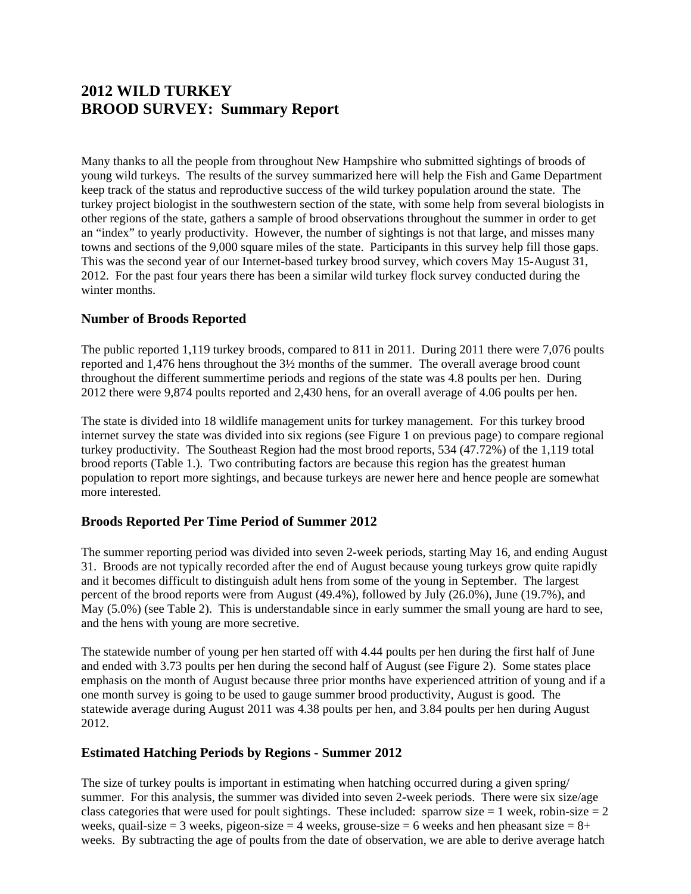# 2012 WILD TURKEY BROOD SURVEY: Summary Report

Many thanks to all the people from throughout New Hampshire who submitted sightings of broods of young wild turkeys. The results of the survey summarized here will help the Fish and Game Department keep track of the status and reproductive success of the wild turkey population around the state. The turkey project biologist in the southwestern section of the state, with some help from several biologists in other regions of the state, gathers a sample of brood observations throughout the summer in order to get an "index" to yearly productivity. However, the number of sightings is not that large, and misses many towns and sections of the 9,000 square miles of the state. Participants in this survey help fill those gaps. This was the second year of our Internet-based turkey brood survey, which covers May 15-August 31, 2012. For the past four years there has been a similar wild turkey flock survey conducted during the winter months.

### Number of Broods Reported

The public reported 1,119 turkey broods, compared to 811 in 2011. During 2011 there were 7,076 poults reported and 1,476 hens throughout the 3½ months of the summer. The overall average brood count throughout the different summertime periods and regions of the state was 4.8 poults per hen. During 2012 there were 9,874 poults reported and 2,430 hens, for an overall average of 4.06 poults per hen.

The state is divided into 18 wildlife management units for turkey management. For this turkey brood internet survey the state was divided into six regions (see Figure 1 on previous page) to compare regional turkey productivity. The Southeast Region had the most brood reports, 534 (47.72%) of the 1,119 total brood reports (Table 1.). Two contributing factors are because this region has the greatest human population to report more sightings, and because turkeys are newer here and hence people are somewhat more interested.

### Broods Reported Per Time Period of Summer 2012

The summer reporting period was divided into seven 2-week periods, starting May 16, and ending August 31. Broods are not typically recorded after the end of August because young turkeys grow quite rapidly and it becomes difficult to distinguish adult hens from some of the young in September. The largest percent of the brood reports were from August (49.4%), followed by July (26.0%), June (19.7%), and May (5.0%) (see Table 2). This is understandable since in early summer the small young are hard to see, and the hens with young are more secretive.

The statewide number of young per hen started off with 4.44 poults per hen during the first half of June and ended with 3.73 poults per hen during the second half of August (see Figure 2). Some states place emphasis on the month of August because three prior months have experienced attrition of young and if a one month survey is going to be used to gauge summer brood productivity, August is good. The statewide average during August 2011 was 4.38 poults per hen, and 3.84 poults per hen during August 2012.

### Estimated Hatching Periods by Regions - Summer 2012

The size of turkey poults is important in estimating when hatching occurred during a given spring/ summer. For this analysis, the summer was divided into seven 2-week periods. There were six size/age class categories that were used for poult sightings. These included: sparrow size = 1 week, robin-size = 2 weeks, quail-size = 3 weeks, pigeon-size = 4 weeks, grouse-size = 6 weeks and hen pheasant size = 8+ weeks. By subtracting the age of poults from the date of observation, we are able to derive average hatch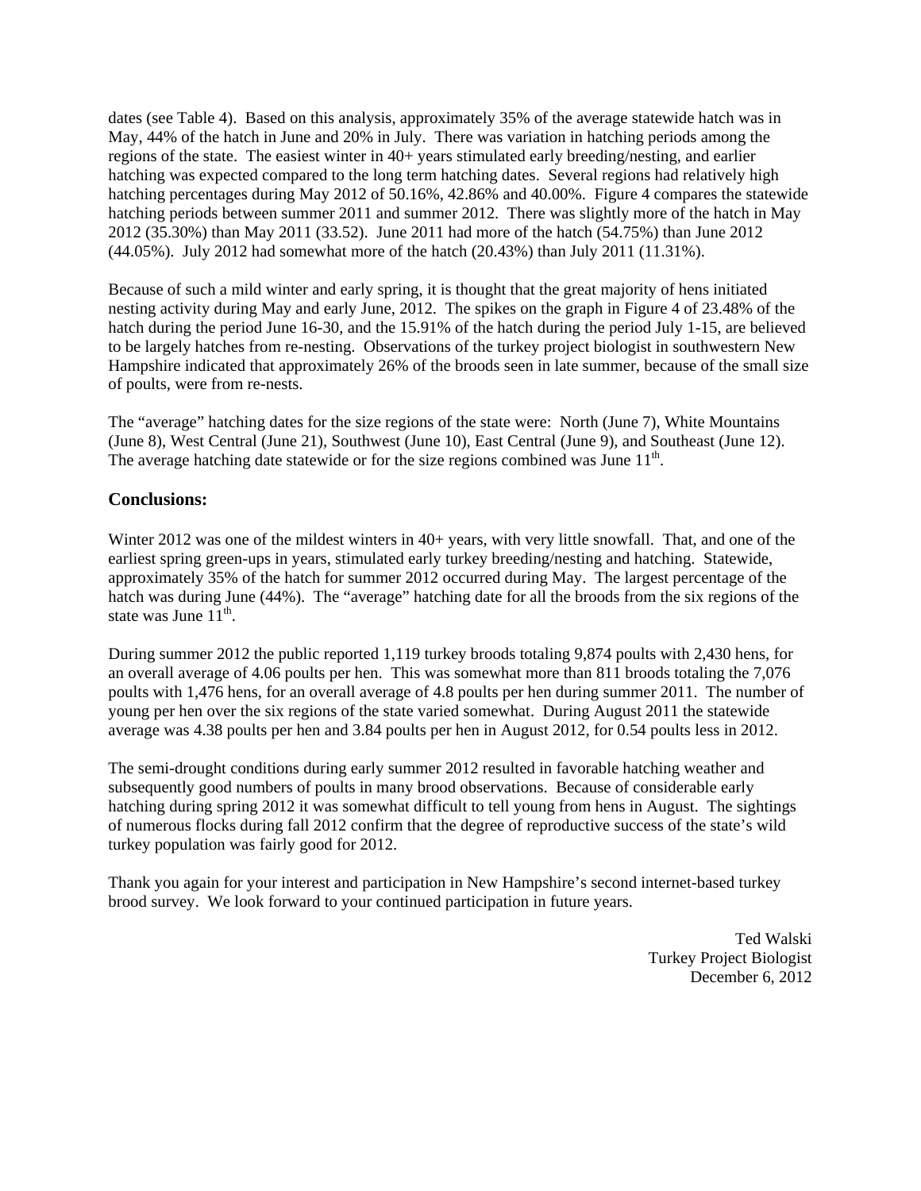dates (see Table 4). Based on this analysis, approximately 35% of the average statewide hatch was in May, 44% of the hatch in June and 20% in July. There was variation in hatching periods among the regions of the state. The easiest winter in 40+ years stimulated early breeding/nesting, and earlier hatching was expected compared to the long term hatching dates. Several regions had relatively high hatching percentages during May 2012 of 50.16%, 42.86% and 40.00%. Figure 4 compares the statewide hatching periods between summer 2011 and summer 2012. There was slightly more of the hatch in May 2012 (35.30%) than May 2011 (33.52). June 2011 had more of the hatch (54.75%) than June 2012 (44.05%). July 2012 had somewhat more of the hatch (20.43%) than July 2011 (11.31%).

Because of such a mild winter and early spring, it is thought that the great majority of hens initiated nesting activity during May and early June, 2012. The spikes on the graph in Figure 4 of 23.48% of the hatch during the period June 16-30, and the 15.91% of the hatch during the period July 1-15, are believed to be largely hatches from re-nesting. Observations of the turkey project biologist in southwestern New Hampshire indicated that approximately 26% of the broods seen in late summer, because of the small size of poults, were from re-nests.

The "average" hatching dates for the size regions of the state were: North (June 7), White Mountains (June 8), West Central (June 21), Southwest (June 10), East Central (June 9), and Southeast (June 12). The average hatching date statewide or for the size regions combined was June 11th.

## Conclusions:

Winter 2012 was one of the mildest winters in 40+ years, with very little snowfall. That, and one of the earliest spring green-ups in years, stimulated early turkey breeding/nesting and hatching. Statewide, approximately 35% of the hatch for summer 2012 occurred during May. The largest percentage of the hatch was during June (44%). The "average" hatching date for all the broods from the six regions of the state was June 11th.

During summer 2012 the public reported 1,119 turkey broods totaling 9,874 poults with 2,430 hens, for an overall average of 4.06 poults per hen. This was somewhat more than 811 broods totaling the 7,076 poults with 1,476 hens, for an overall average of 4.8 poults per hen during summer 2011. The number of young per hen over the six regions of the state varied somewhat. During August 2011 the statewide average was 4.38 poults per hen and 3.84 poults per hen in August 2012, for 0.54 poults less in 2012.

The semi-drought conditions during early summer 2012 resulted in favorable hatching weather and subsequently good numbers of poults in many brood observations. Because of considerable early hatching during spring 2012 it was somewhat difficult to tell young from hens in August. The sightings of numerous flocks during fall 2012 confirm that the degree of reproductive success of the state's wild turkey population was fairly good for 2012.

Thank you again for your interest and participation in New Hampshire's second internet-based turkey brood survey. We look forward to your continued participation in future years.

Ted Walski
Turkey Project Biologist
December 6, 2012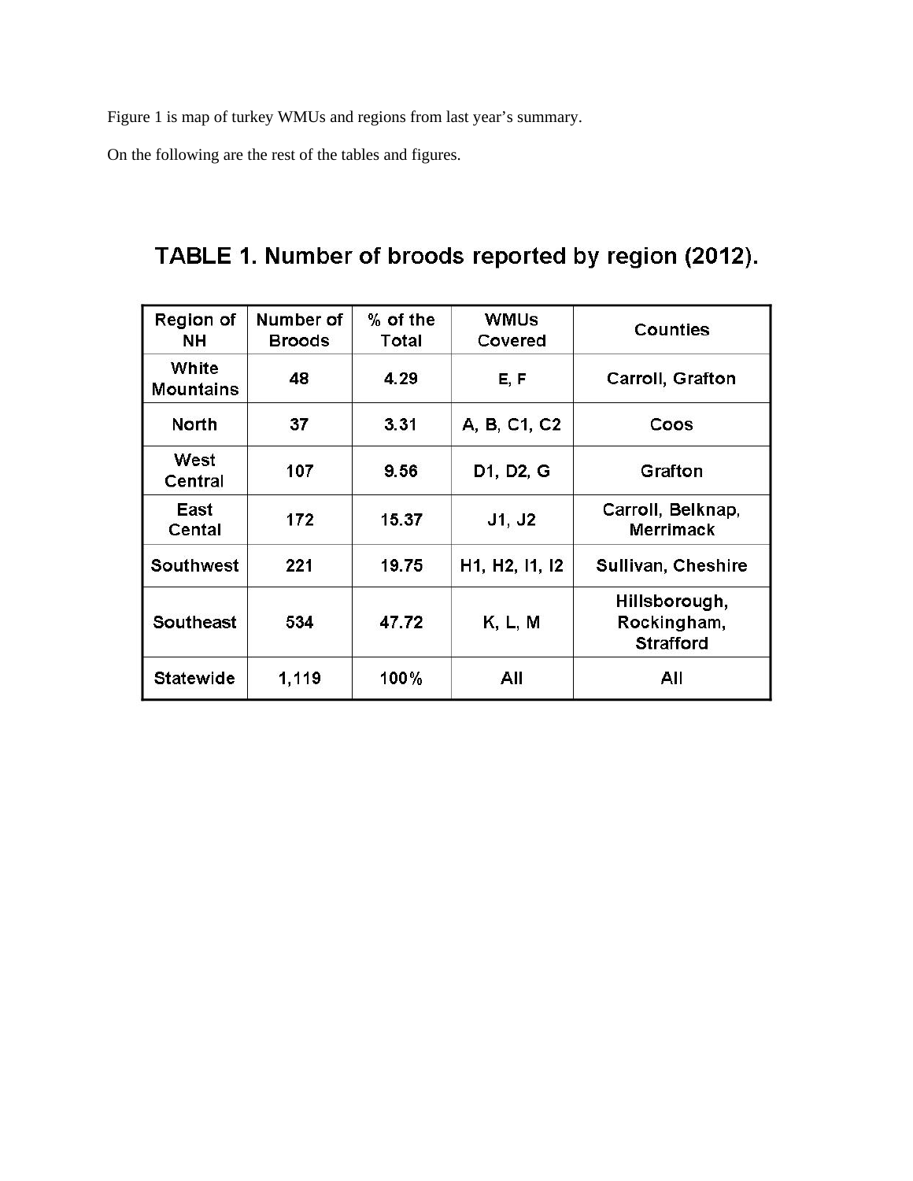Figure 1 is map of turkey WMUs and regions from last year's summary.

On the following are the rest of the tables and figures.

## TABLE 1. Number of broods reported by region (2012).

| Region of NH | Number of Broods | % of the Total | WMUs Covered | Counties |
|---|---|---|---|---|
| White Mountains | 48 | 4.29 | E, F | Carroll, Grafton |
| North | 37 | 3.31 | A, B, C1, C2 | Coos |
| West Central | 107 | 9.56 | D1, D2, G | Grafton |
| East Cental | 172 | 15.37 | J1, J2 | Carroll, Belknap, Merrimack |
| Southwest | 221 | 19.75 | H1, H2, I1, I2 | Sullivan, Cheshire |
| Southeast | 534 | 47.72 | K, L, M | Hillsborough, Rockingham, Strafford |
| Statewide | 1,119 | 100% | All | All |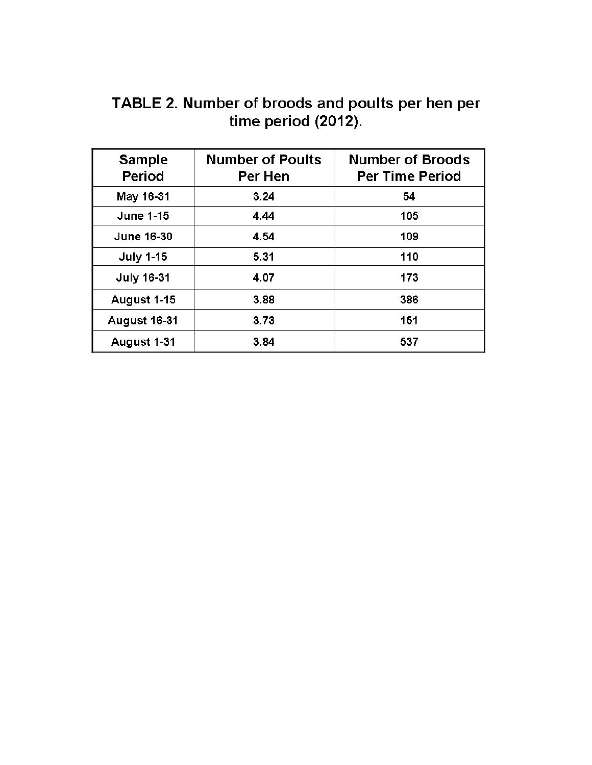**TABLE 2. Number of broods and poults per hen per time period (2012).**

| Sample Period | Number of Poults Per Hen | Number of Broods Per Time Period |
| --- | --- | --- |
| May 16-31 | 3.24 | 54 |
| June 1-15 | 4.44 | 105 |
| June 16-30 | 4.54 | 109 |
| July 1-15 | 5.31 | 110 |
| July 16-31 | 4.07 | 173 |
| August 1-15 | 3.88 | 386 |
| August 16-31 | 3.73 | 151 |
| August 1-31 | 3.84 | 537 |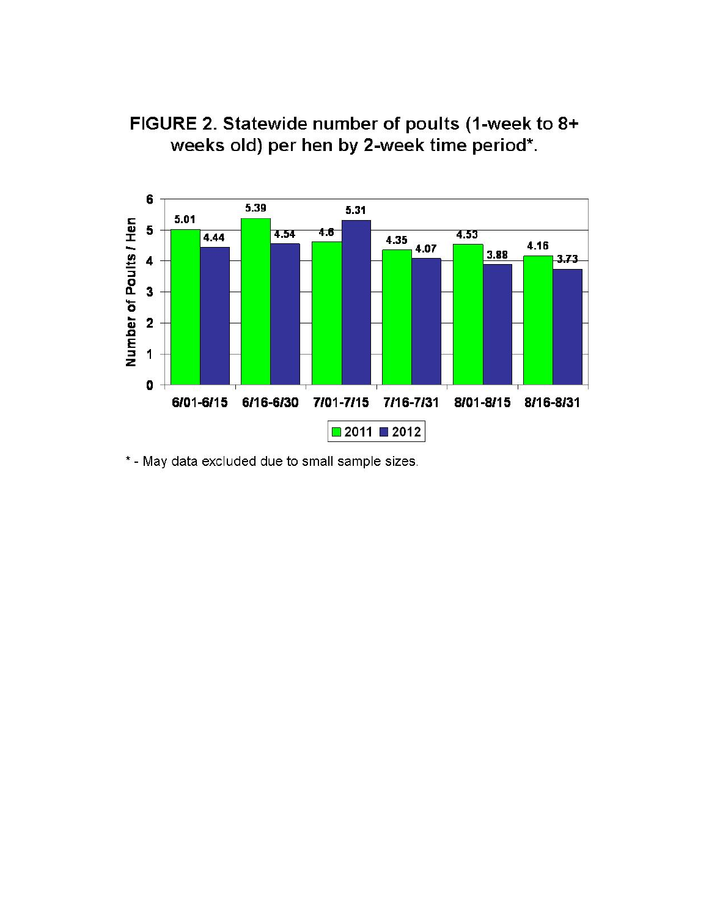**FIGURE 2. Statewide number of poults (1-week to 8+ weeks old) per hen by 2-week time period*.**

| Time period | 2011 | 2012 |
|---|---|---|
| 6/01-6/15 | 5.01 | 4.44 |
| 6/16-6/30 | 5.39 | 4.54 |
| 7/01-7/15 | 4.6 | 5.31 |
| 7/16-7/31 | 4.35 | 4.07 |
| 8/01-8/15 | 4.53 | 3.88 |
| 8/16-8/31 | 4.16 | 3.73 |

Y-axis: Number of Poults / Hen

* - May data excluded due to small sample sizes.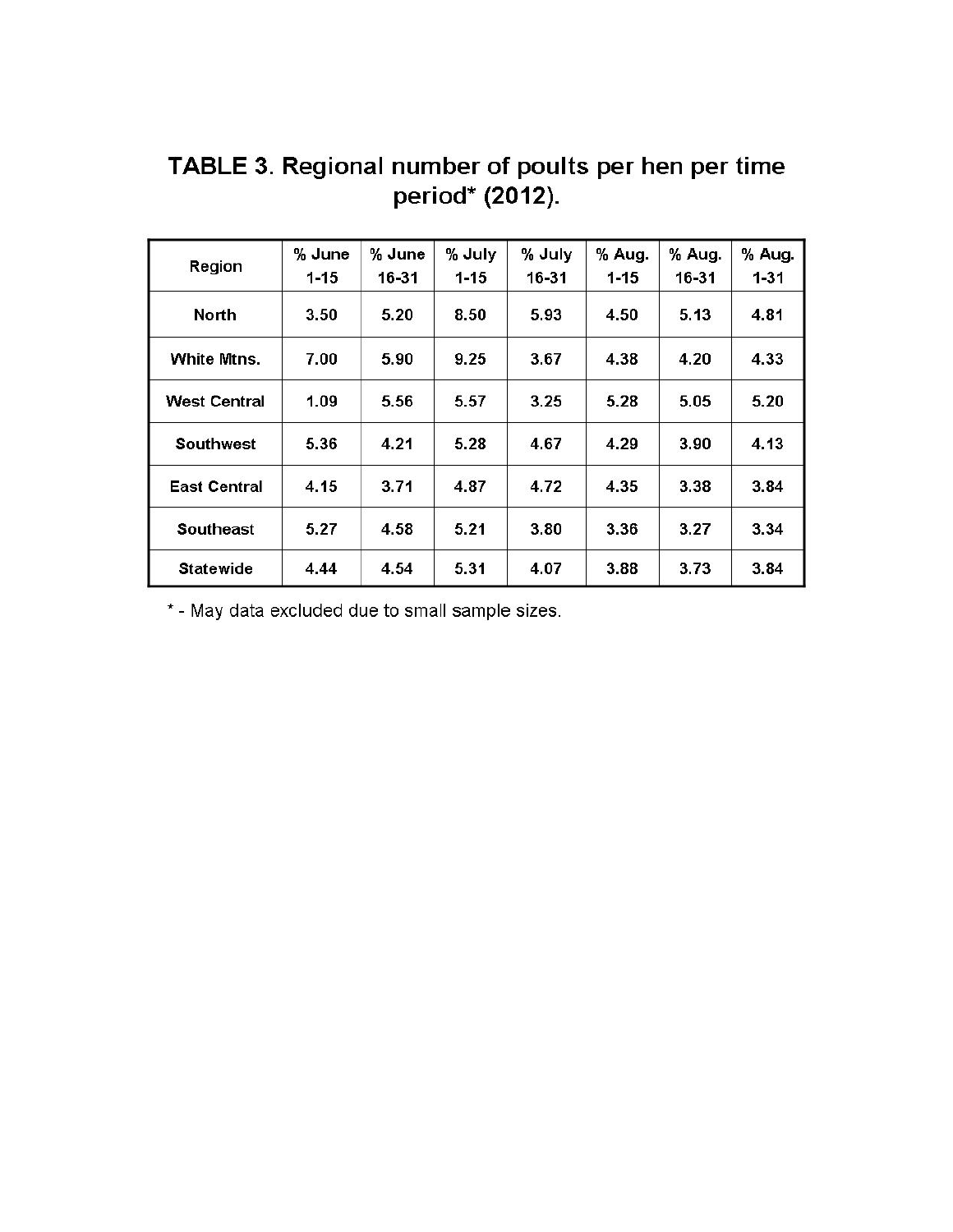**TABLE 3**. Regional number of poults per hen per time period* (2012).

| Region | % June 1-15 | % June 16-31 | % July 1-15 | % July 16-31 | % Aug. 1-15 | % Aug. 16-31 | % Aug. 1-31 |
|---|---|---|---|---|---|---|---|
| **North** | 3.50 | 5.20 | 8.50 | 5.93 | 4.50 | 5.13 | 4.81 |
| **White Mtns.** | 7.00 | 5.90 | 9.25 | 3.67 | 4.38 | 4.20 | 4.33 |
| **West Central** | 1.09 | 5.56 | 5.57 | 3.25 | 5.28 | 5.05 | 5.20 |
| **Southwest** | 5.36 | 4.21 | 5.28 | 4.67 | 4.29 | 3.90 | 4.13 |
| **East Central** | 4.15 | 3.71 | 4.87 | 4.72 | 4.35 | 3.38 | 3.84 |
| **Southeast** | 5.27 | 4.58 | 5.21 | 3.80 | 3.36 | 3.27 | 3.34 |
| **Statewide** | 4.44 | 4.54 | 5.31 | 4.07 | 3.88 | 3.73 | 3.84 |

* - May data excluded due to small sample sizes.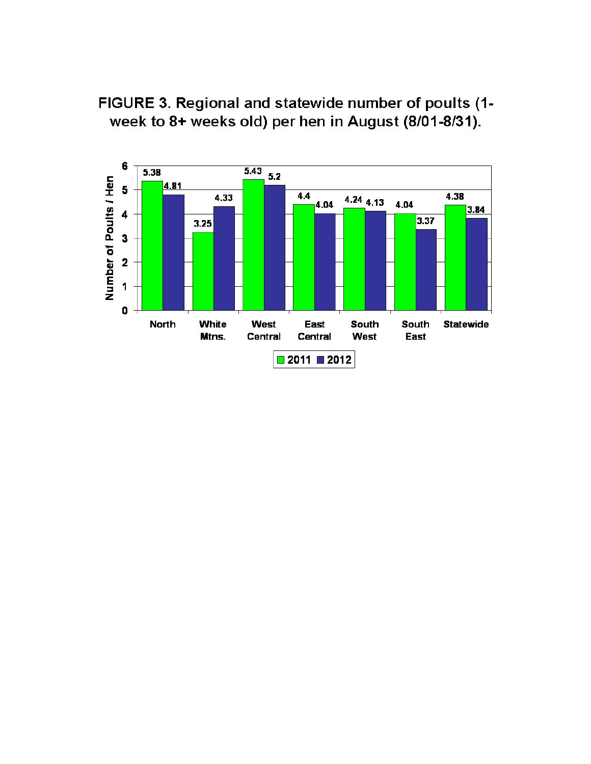FIGURE 3. Regional and statewide number of poults (1-week to 8+ weeks old) per hen in August (8/01-8/31).

| Region | 2011 | 2012 |
|---|---|---|
| North | 5.38 | 4.81 |
| White Mtns. | 3.25 | 4.33 |
| West Central | 5.43 | 5.2 |
| East Central | 4.4 | 4.04 |
| South West | 4.24 | 4.13 |
| South East | 4.04 | 3.37 |
| Statewide | 4.38 | 3.84 |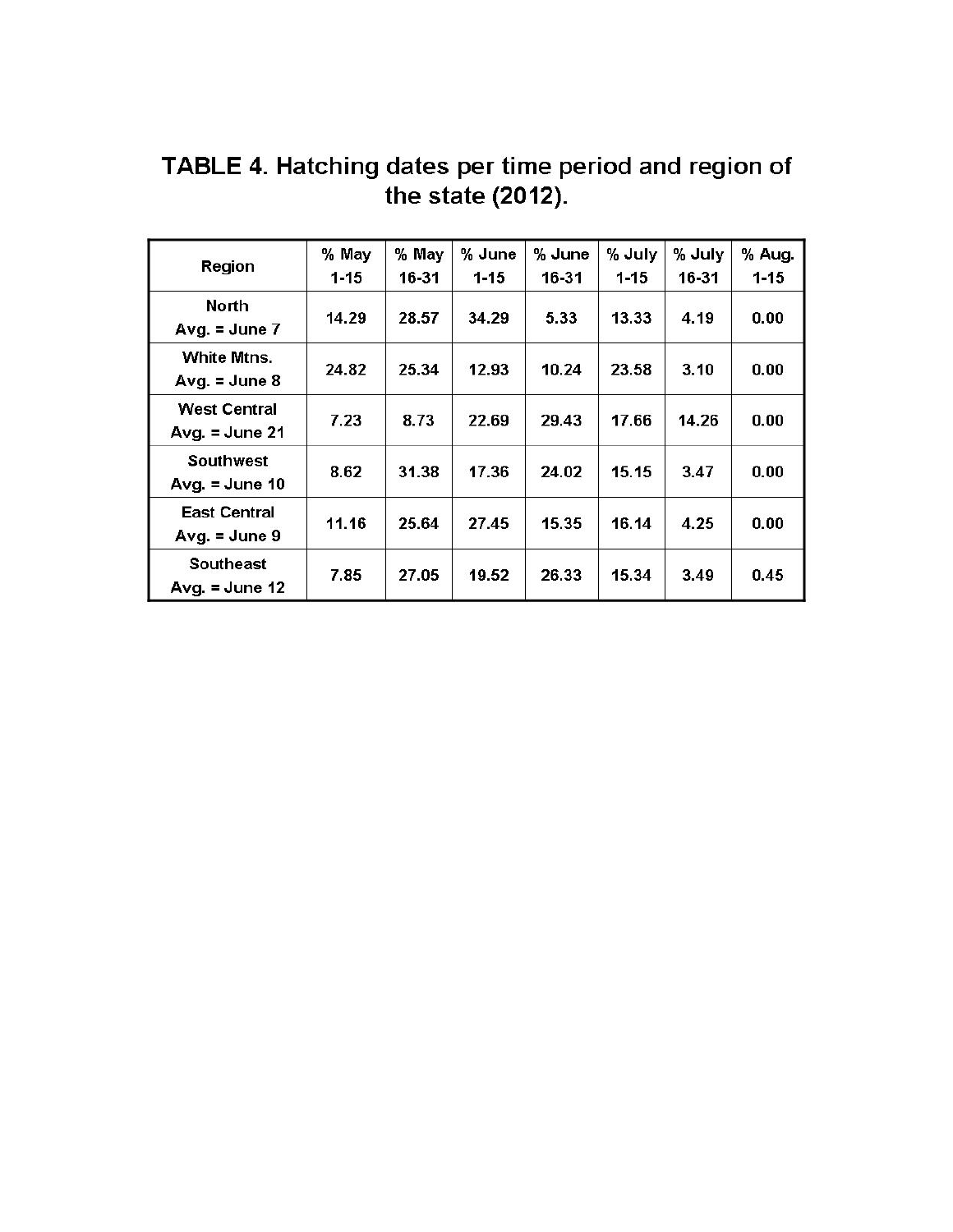**TABLE 4. Hatching dates per time period and region of the state (2012).**

| Region | % May 1-15 | % May 16-31 | % June 1-15 | % June 16-31 | % July 1-15 | % July 16-31 | % Aug. 1-15 |
|---|---|---|---|---|---|---|---|
| North Avg. = June 7 | 14.29 | 28.57 | 34.29 | 5.33 | 13.33 | 4.19 | 0.00 |
| White Mtns. Avg. = June 8 | 24.82 | 25.34 | 12.93 | 10.24 | 23.58 | 3.10 | 0.00 |
| West Central Avg. = June 21 | 7.23 | 8.73 | 22.69 | 29.43 | 17.66 | 14.26 | 0.00 |
| Southwest Avg. = June 10 | 8.62 | 31.38 | 17.36 | 24.02 | 15.15 | 3.47 | 0.00 |
| East Central Avg. = June 9 | 11.16 | 25.64 | 27.45 | 15.35 | 16.14 | 4.25 | 0.00 |
| Southeast Avg. = June 12 | 7.85 | 27.05 | 19.52 | 26.33 | 15.34 | 3.49 | 0.45 |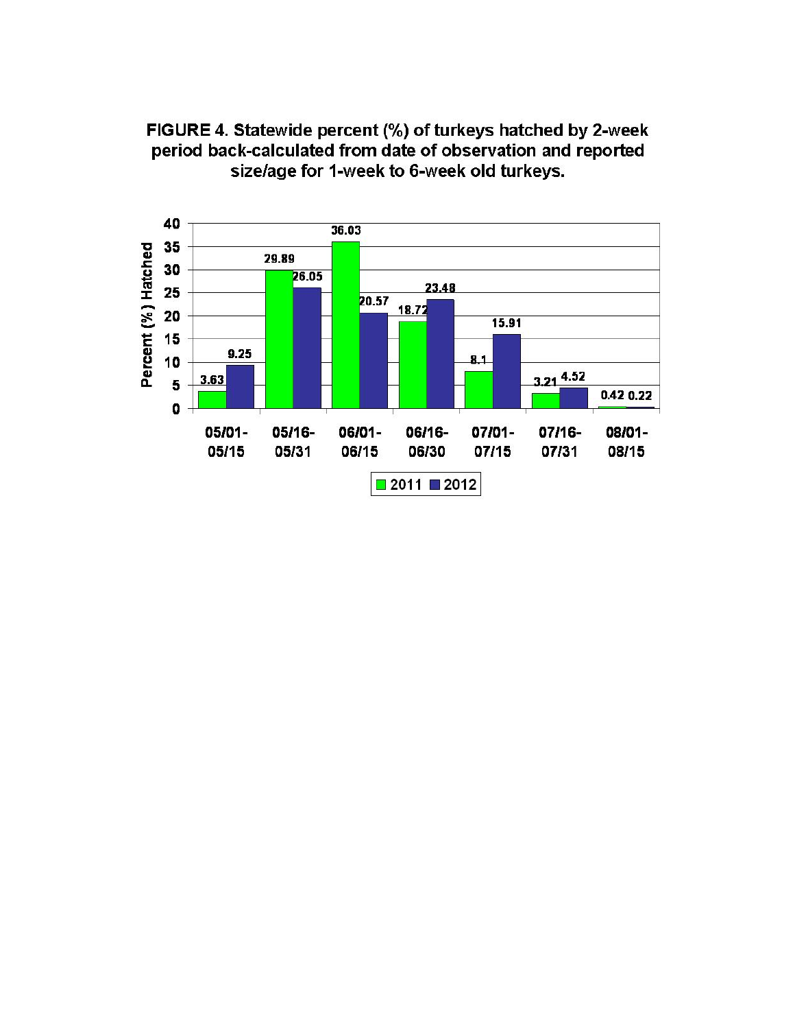**FIGURE 4.** Statewide percent (%) of turkeys hatched by 2-week period back-calculated from date of observation and reported size/age for 1-week to 6-week old turkeys.

Percent (%) Hatched

40
35
30
25
20
15
10
5
0

3.63
9.25
29.89
26.05
36.03
20.57
18.72
23.48
8.1
15.91
3.21
4.52
0.42
0.22

05/01-05/15
05/16-05/31
06/01-06/15
06/16-06/30
07/01-07/15
07/16-07/31
08/01-08/15

2011
2012